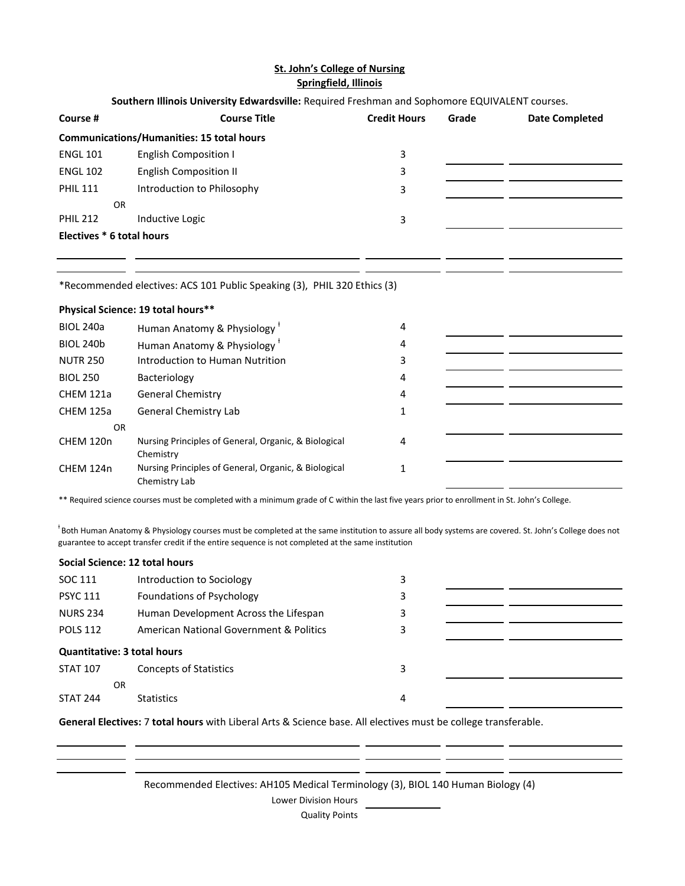**St. John's College of Nursing**
**Springfield, Illinois**

**Southern Illinois University Edwardsville:** Required Freshman and Sophomore EQUIVALENT courses.

| Course # | Course Title | Credit Hours | Grade | Date Completed |
|---|---|---|---|---|
| **Communications/Humanities: 15 total hours** | | | | |
| ENGL 101 | English Composition I | 3 | | |
| ENGL 102 | English Composition II | 3 | | |
| PHIL 111 | Introduction to Philosophy | 3 | | |
| OR | | | | |
| PHIL 212 | Inductive Logic | 3 | | |
| **Electives * 6 total hours** | | | | |
| | | | | |
| | | | | |

*Recommended electives: ACS 101 Public Speaking (3), PHIL 320 Ethics (3)

| Course # | Course Title | Credit Hours | Grade | Date Completed |
|---|---|---|---|---|
| **Physical Science: 19 total hours**** | | | | |
| BIOL 240a | Human Anatomy & Physiology ǂ | 4 | | |
| BIOL 240b | Human Anatomy & Physiology ǂ | 4 | | |
| NUTR 250 | Introduction to Human Nutrition | 3 | | |
| BIOL 250 | Bacteriology | 4 | | |
| CHEM 121a | General Chemistry | 4 | | |
| CHEM 125a | General Chemistry Lab | 1 | | |
| OR | | | | |
| CHEM 120n | Nursing Principles of General, Organic, & Biological Chemistry | 4 | | |
| CHEM 124n | Nursing Principles of General, Organic, & Biological Chemistry Lab | 1 | | |

** Required science courses must be completed with a minimum grade of C within the last five years prior to enrollment in St. John's College.

ǂ Both Human Anatomy & Physiology courses must be completed at the same institution to assure all body systems are covered. St. John's College does not guarantee to accept transfer credit if the entire sequence is not completed at the same institution

| Course # | Course Title | Credit Hours | Grade | Date Completed |
|---|---|---|---|---|
| **Social Science: 12 total hours** | | | | |
| SOC 111 | Introduction to Sociology | 3 | | |
| PSYC 111 | Foundations of Psychology | 3 | | |
| NURS 234 | Human Development Across the Lifespan | 3 | | |
| POLS 112 | American National Government & Politics | 3 | | |
| **Quantitative: 3 total hours** | | | | |
| STAT 107 | Concepts of Statistics | 3 | | |
| OR | | | | |
| STAT 244 | Statistics | 4 | | |

**General Electives:** 7 **total hours** with Liberal Arts & Science base. All electives must be college transferable.

| Course # | Course Title | Credit Hours | Grade | Date Completed |
|---|---|---|---|---|
| | | | | |
| | | | | |
| | | | | |

Recommended Electives: AH105 Medical Terminology (3), BIOL 140 Human Biology (4)

Lower Division Hours ____________

Quality Points ____________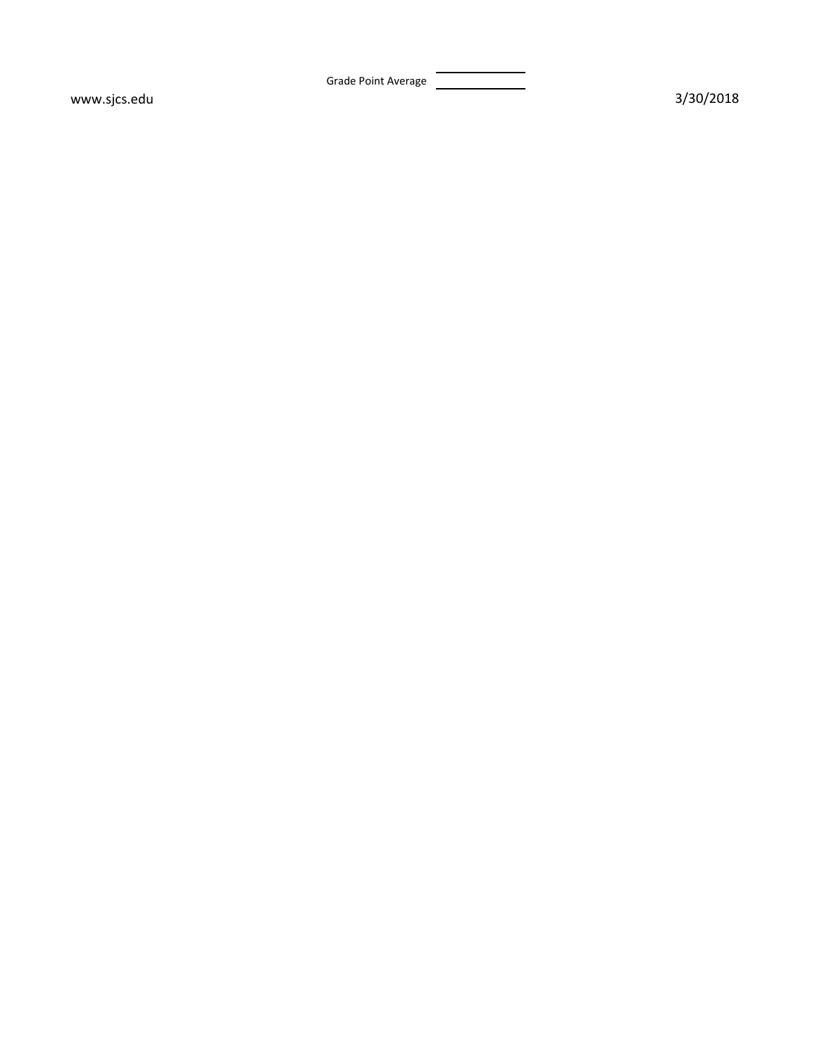Grade Point Average ____________